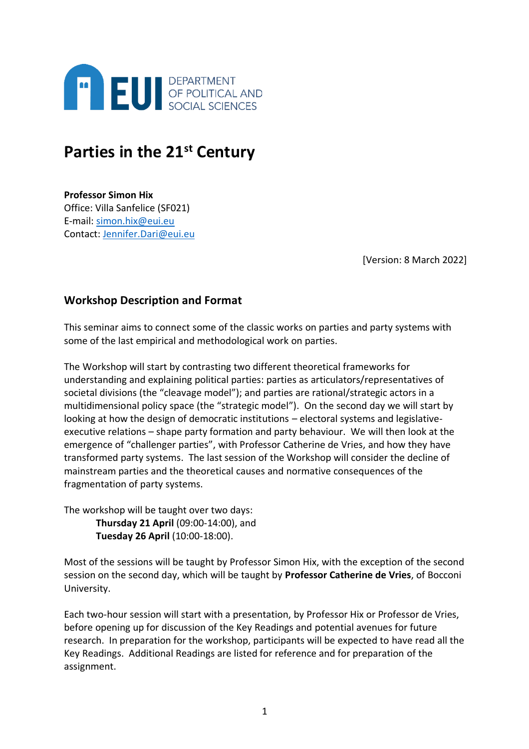DEPARTMENT OF POLITICAL AND SOCIAL SCIENCES

# Parties in the 21st Century

**Professor Simon Hix**
Office: Villa Sanfelice (SF021)
E-mail: simon.hix@eui.eu
Contact: Jennifer.Dari@eui.eu

[Version: 8 March 2022]

## Workshop Description and Format

This seminar aims to connect some of the classic works on parties and party systems with some of the last empirical and methodological work on parties.

The Workshop will start by contrasting two different theoretical frameworks for understanding and explaining political parties: parties as articulators/representatives of societal divisions (the "cleavage model"); and parties are rational/strategic actors in a multidimensional policy space (the "strategic model"). On the second day we will start by looking at how the design of democratic institutions – electoral systems and legislative-executive relations – shape party formation and party behaviour. We will then look at the emergence of "challenger parties", with Professor Catherine de Vries, and how they have transformed party systems. The last session of the Workshop will consider the decline of mainstream parties and the theoretical causes and normative consequences of the fragmentation of party systems.

The workshop will be taught over two days:

**Thursday 21 April** (09:00-14:00), and
**Tuesday 26 April** (10:00-18:00).

Most of the sessions will be taught by Professor Simon Hix, with the exception of the second session on the second day, which will be taught by **Professor Catherine de Vries**, of Bocconi University.

Each two-hour session will start with a presentation, by Professor Hix or Professor de Vries, before opening up for discussion of the Key Readings and potential avenues for future research. In preparation for the workshop, participants will be expected to have read all the Key Readings. Additional Readings are listed for reference and for preparation of the assignment.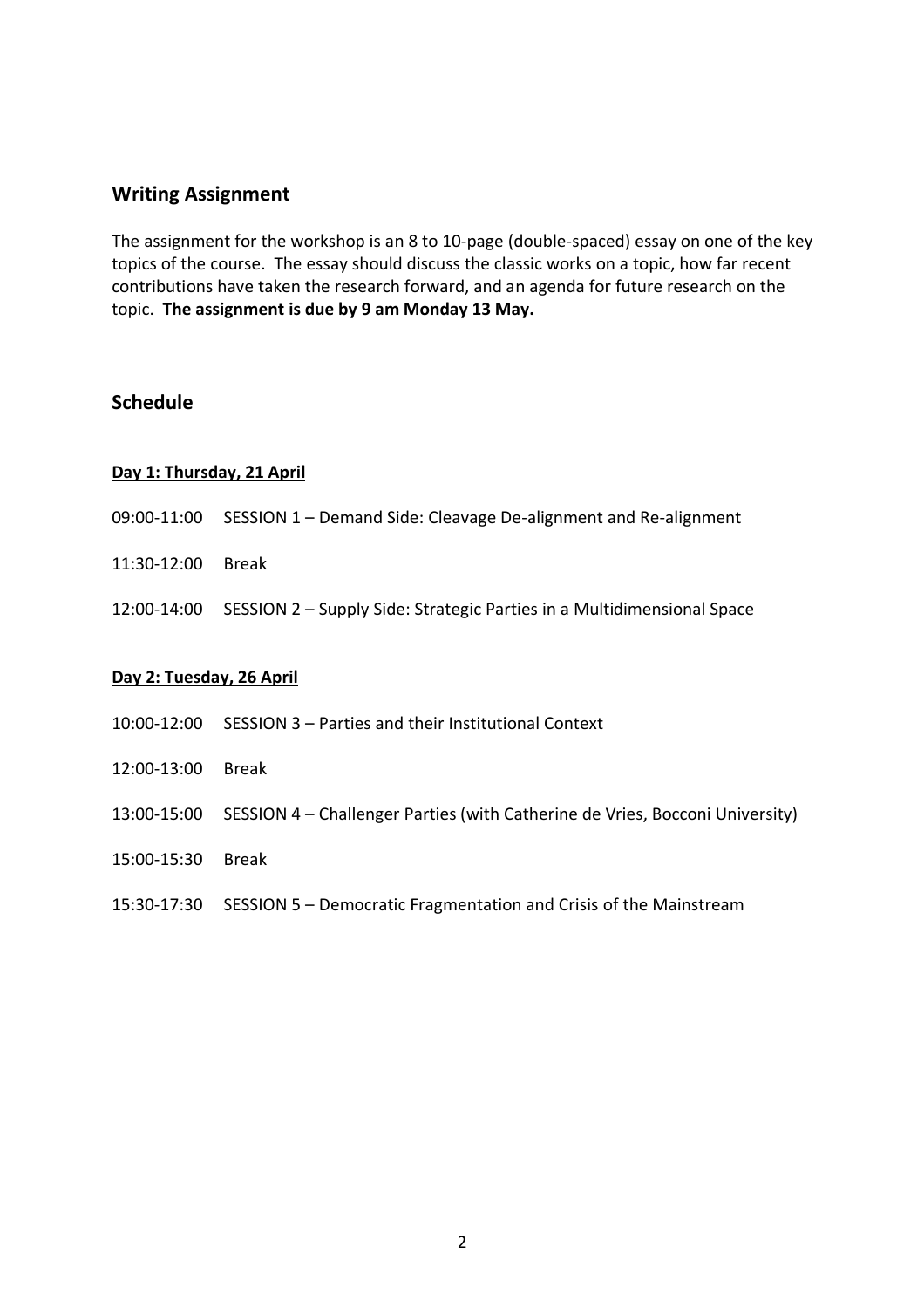## Writing Assignment

The assignment for the workshop is an 8 to 10-page (double-spaced) essay on one of the key topics of the course. The essay should discuss the classic works on a topic, how far recent contributions have taken the research forward, and an agenda for future research on the topic. **The assignment is due by 9 am Monday 13 May.**

## Schedule

### Day 1: Thursday, 21 April

09:00-11:00 SESSION 1 – Demand Side: Cleavage De-alignment and Re-alignment

11:30-12:00 Break

12:00-14:00 SESSION 2 – Supply Side: Strategic Parties in a Multidimensional Space

### Day 2: Tuesday, 26 April

10:00-12:00 SESSION 3 – Parties and their Institutional Context

12:00-13:00 Break

13:00-15:00 SESSION 4 – Challenger Parties (with Catherine de Vries, Bocconi University)

15:00-15:30 Break

15:30-17:30 SESSION 5 – Democratic Fragmentation and Crisis of the Mainstream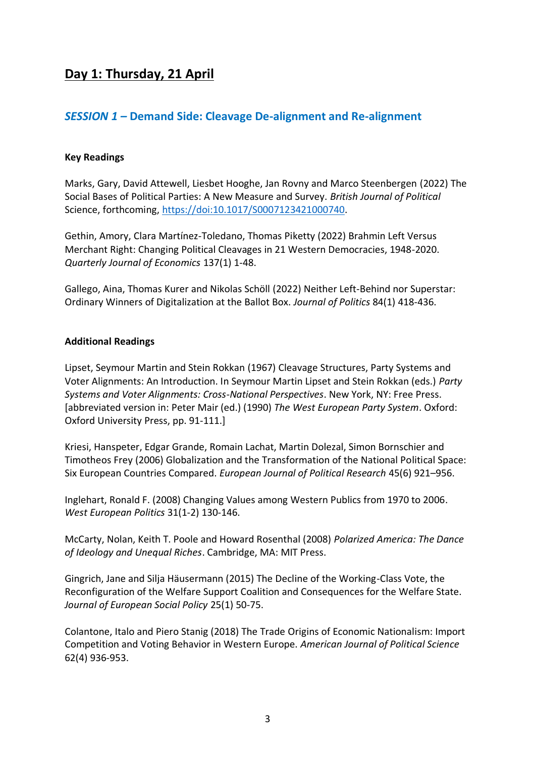## Day 1: Thursday, 21 April

### *SESSION 1* – Demand Side: Cleavage De-alignment and Re-alignment

**Key Readings**

Marks, Gary, David Attewell, Liesbet Hooghe, Jan Rovny and Marco Steenbergen (2022) The Social Bases of Political Parties: A New Measure and Survey. *British Journal of Political* Science, forthcoming, https://doi:10.1017/S0007123421000740.

Gethin, Amory, Clara Martínez-Toledano, Thomas Piketty (2022) Brahmin Left Versus Merchant Right: Changing Political Cleavages in 21 Western Democracies, 1948-2020. *Quarterly Journal of Economics* 137(1) 1-48.

Gallego, Aina, Thomas Kurer and Nikolas Schöll (2022) Neither Left-Behind nor Superstar: Ordinary Winners of Digitalization at the Ballot Box. *Journal of Politics* 84(1) 418-436.

**Additional Readings**

Lipset, Seymour Martin and Stein Rokkan (1967) Cleavage Structures, Party Systems and Voter Alignments: An Introduction. In Seymour Martin Lipset and Stein Rokkan (eds.) *Party Systems and Voter Alignments: Cross-National Perspectives*. New York, NY: Free Press. [abbreviated version in: Peter Mair (ed.) (1990) *The West European Party System*. Oxford: Oxford University Press, pp. 91-111.]

Kriesi, Hanspeter, Edgar Grande, Romain Lachat, Martin Dolezal, Simon Bornschier and Timotheos Frey (2006) Globalization and the Transformation of the National Political Space: Six European Countries Compared. *European Journal of Political Research* 45(6) 921–956.

Inglehart, Ronald F. (2008) Changing Values among Western Publics from 1970 to 2006. *West European Politics* 31(1-2) 130-146.

McCarty, Nolan, Keith T. Poole and Howard Rosenthal (2008) *Polarized America: The Dance of Ideology and Unequal Riches*. Cambridge, MA: MIT Press.

Gingrich, Jane and Silja Häusermann (2015) The Decline of the Working-Class Vote, the Reconfiguration of the Welfare Support Coalition and Consequences for the Welfare State. *Journal of European Social Policy* 25(1) 50-75.

Colantone, Italo and Piero Stanig (2018) The Trade Origins of Economic Nationalism: Import Competition and Voting Behavior in Western Europe. *American Journal of Political Science* 62(4) 936-953.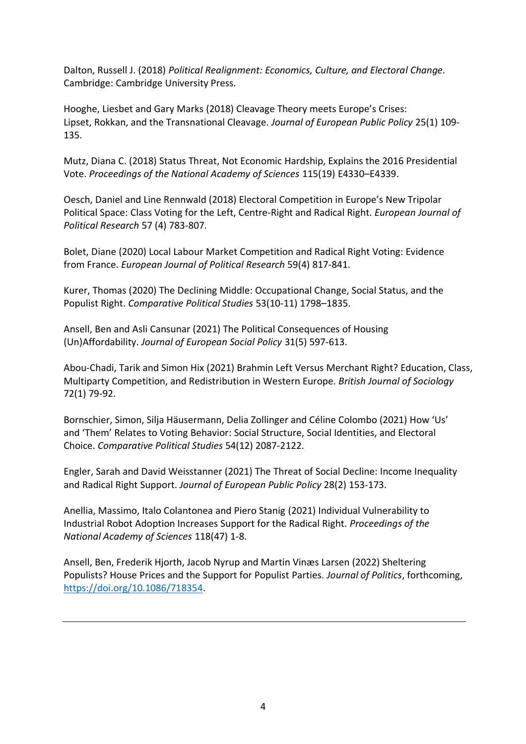Dalton, Russell J. (2018) *Political Realignment: Economics, Culture, and Electoral Change*. Cambridge: Cambridge University Press.

Hooghe, Liesbet and Gary Marks (2018) Cleavage Theory meets Europe's Crises: Lipset, Rokkan, and the Transnational Cleavage. *Journal of European Public Policy* 25(1) 109-135.

Mutz, Diana C. (2018) Status Threat, Not Economic Hardship, Explains the 2016 Presidential Vote. *Proceedings of the National Academy of Sciences* 115(19) E4330–E4339.

Oesch, Daniel and Line Rennwald (2018) Electoral Competition in Europe's New Tripolar Political Space: Class Voting for the Left, Centre-Right and Radical Right. *European Journal of Political Research* 57 (4) 783-807.

Bolet, Diane (2020) Local Labour Market Competition and Radical Right Voting: Evidence from France. *European Journal of Political Research* 59(4) 817-841.

Kurer, Thomas (2020) The Declining Middle: Occupational Change, Social Status, and the Populist Right. *Comparative Political Studies* 53(10-11) 1798–1835.

Ansell, Ben and Asli Cansunar (2021) The Political Consequences of Housing (Un)Affordability. *Journal of European Social Policy* 31(5) 597-613.

Abou-Chadi, Tarik and Simon Hix (2021) Brahmin Left Versus Merchant Right? Education, Class, Multiparty Competition, and Redistribution in Western Europe. *British Journal of Sociology* 72(1) 79-92.

Bornschier, Simon, Silja Häusermann, Delia Zollinger and Céline Colombo (2021) How 'Us' and 'Them' Relates to Voting Behavior: Social Structure, Social Identities, and Electoral Choice. *Comparative Political Studies* 54(12) 2087-2122.

Engler, Sarah and David Weisstanner (2021) The Threat of Social Decline: Income Inequality and Radical Right Support. *Journal of European Public Policy* 28(2) 153-173.

Anellia, Massimo, Italo Colantonea and Piero Stanig (2021) Individual Vulnerability to Industrial Robot Adoption Increases Support for the Radical Right. *Proceedings of the National Academy of Sciences* 118(47) 1-8.

Ansell, Ben, Frederik Hjorth, Jacob Nyrup and Martin Vinæs Larsen (2022) Sheltering Populists? House Prices and the Support for Populist Parties. *Journal of Politics*, forthcoming, https://doi.org/10.1086/718354.

---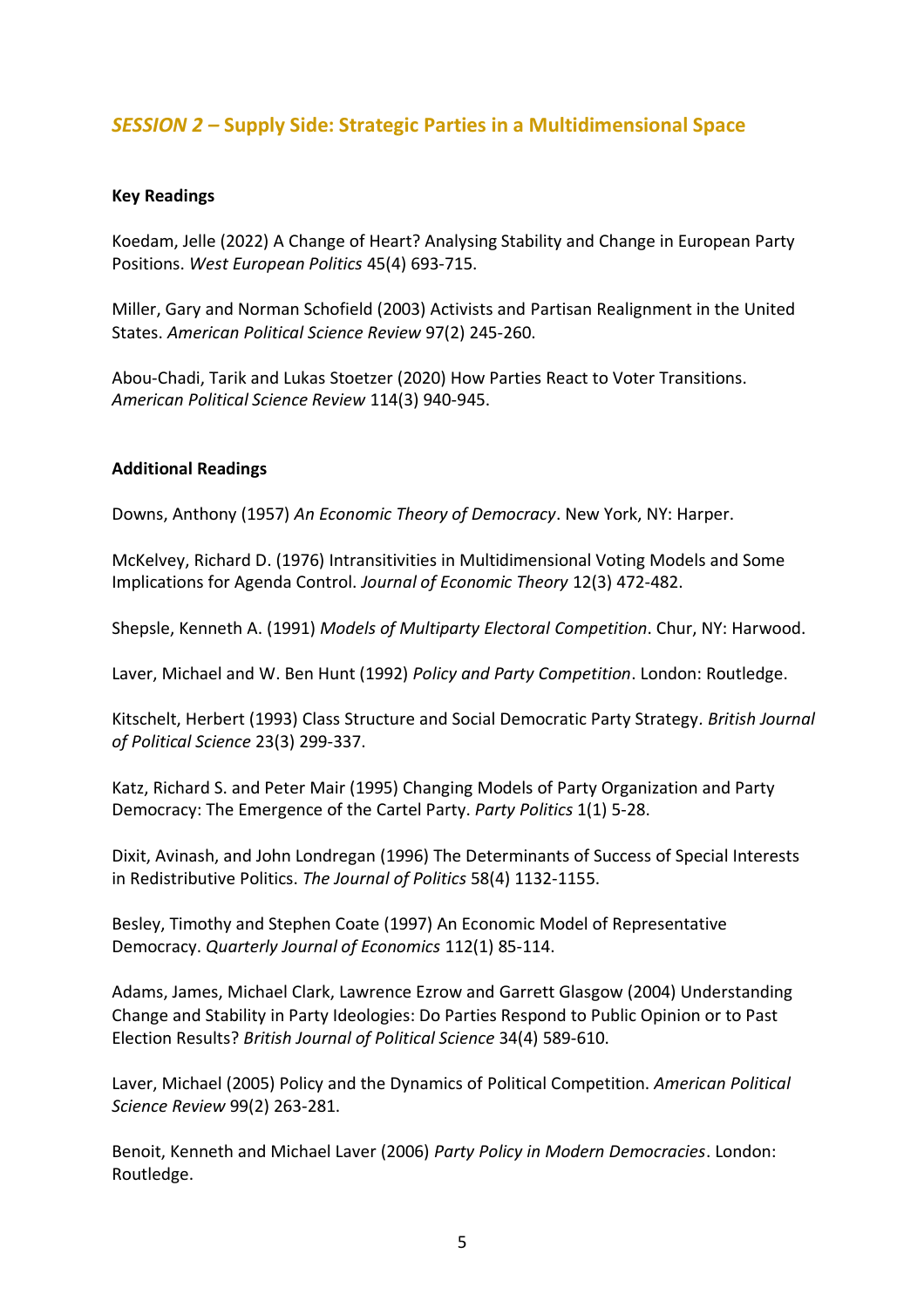## *SESSION 2* – Supply Side: Strategic Parties in a Multidimensional Space

**Key Readings**

Koedam, Jelle (2022) A Change of Heart? Analysing Stability and Change in European Party Positions. *West European Politics* 45(4) 693-715.

Miller, Gary and Norman Schofield (2003) Activists and Partisan Realignment in the United States. *American Political Science Review* 97(2) 245-260.

Abou-Chadi, Tarik and Lukas Stoetzer (2020) How Parties React to Voter Transitions. *American Political Science Review* 114(3) 940-945.

**Additional Readings**

Downs, Anthony (1957) *An Economic Theory of Democracy*. New York, NY: Harper.

McKelvey, Richard D. (1976) Intransitivities in Multidimensional Voting Models and Some Implications for Agenda Control. *Journal of Economic Theory* 12(3) 472-482.

Shepsle, Kenneth A. (1991) *Models of Multiparty Electoral Competition*. Chur, NY: Harwood.

Laver, Michael and W. Ben Hunt (1992) *Policy and Party Competition*. London: Routledge.

Kitschelt, Herbert (1993) Class Structure and Social Democratic Party Strategy. *British Journal of Political Science* 23(3) 299-337.

Katz, Richard S. and Peter Mair (1995) Changing Models of Party Organization and Party Democracy: The Emergence of the Cartel Party. *Party Politics* 1(1) 5-28.

Dixit, Avinash, and John Londregan (1996) The Determinants of Success of Special Interests in Redistributive Politics. *The Journal of Politics* 58(4) 1132-1155.

Besley, Timothy and Stephen Coate (1997) An Economic Model of Representative Democracy. *Quarterly Journal of Economics* 112(1) 85-114.

Adams, James, Michael Clark, Lawrence Ezrow and Garrett Glasgow (2004) Understanding Change and Stability in Party Ideologies: Do Parties Respond to Public Opinion or to Past Election Results? *British Journal of Political Science* 34(4) 589-610.

Laver, Michael (2005) Policy and the Dynamics of Political Competition. *American Political Science Review* 99(2) 263-281.

Benoit, Kenneth and Michael Laver (2006) *Party Policy in Modern Democracies*. London: Routledge.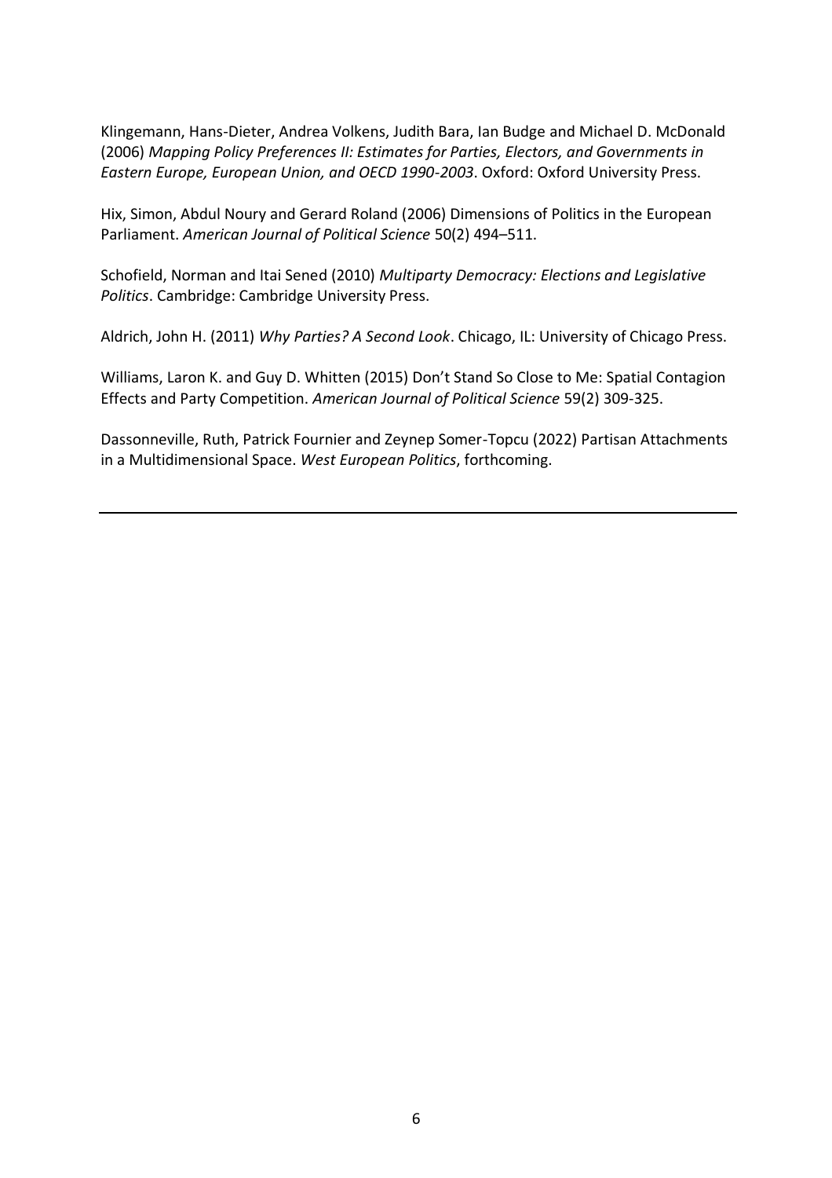Klingemann, Hans-Dieter, Andrea Volkens, Judith Bara, Ian Budge and Michael D. McDonald (2006) *Mapping Policy Preferences II: Estimates for Parties, Electors, and Governments in Eastern Europe, European Union, and OECD 1990-2003*. Oxford: Oxford University Press.

Hix, Simon, Abdul Noury and Gerard Roland (2006) Dimensions of Politics in the European Parliament. *American Journal of Political Science* 50(2) 494–511.

Schofield, Norman and Itai Sened (2010) *Multiparty Democracy: Elections and Legislative Politics*. Cambridge: Cambridge University Press.

Aldrich, John H. (2011) *Why Parties? A Second Look*. Chicago, IL: University of Chicago Press.

Williams, Laron K. and Guy D. Whitten (2015) Don't Stand So Close to Me: Spatial Contagion Effects and Party Competition. *American Journal of Political Science* 59(2) 309-325.

Dassonneville, Ruth, Patrick Fournier and Zeynep Somer-Topcu (2022) Partisan Attachments in a Multidimensional Space. *West European Politics*, forthcoming.

---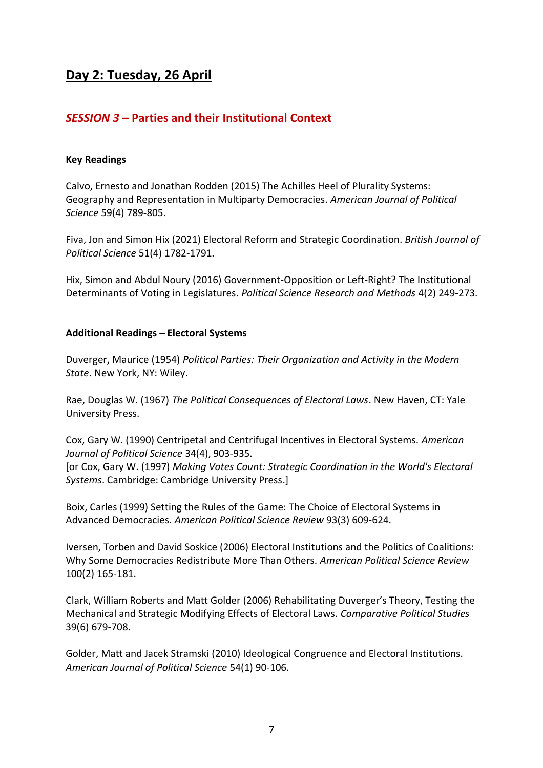## Day 2: Tuesday, 26 April

### *SESSION 3* – Parties and their Institutional Context

**Key Readings**

Calvo, Ernesto and Jonathan Rodden (2015) The Achilles Heel of Plurality Systems: Geography and Representation in Multiparty Democracies. *American Journal of Political Science* 59(4) 789-805.

Fiva, Jon and Simon Hix (2021) Electoral Reform and Strategic Coordination. *British Journal of Political Science* 51(4) 1782-1791.

Hix, Simon and Abdul Noury (2016) Government-Opposition or Left-Right? The Institutional Determinants of Voting in Legislatures. *Political Science Research and Methods* 4(2) 249-273.

**Additional Readings – Electoral Systems**

Duverger, Maurice (1954) *Political Parties: Their Organization and Activity in the Modern State*. New York, NY: Wiley.

Rae, Douglas W. (1967) *The Political Consequences of Electoral Laws*. New Haven, CT: Yale University Press.

Cox, Gary W. (1990) Centripetal and Centrifugal Incentives in Electoral Systems. *American Journal of Political Science* 34(4), 903-935.
[or Cox, Gary W. (1997) *Making Votes Count: Strategic Coordination in the World's Electoral Systems*. Cambridge: Cambridge University Press.]

Boix, Carles (1999) Setting the Rules of the Game: The Choice of Electoral Systems in Advanced Democracies. *American Political Science Review* 93(3) 609-624.

Iversen, Torben and David Soskice (2006) Electoral Institutions and the Politics of Coalitions: Why Some Democracies Redistribute More Than Others. *American Political Science Review* 100(2) 165-181.

Clark, William Roberts and Matt Golder (2006) Rehabilitating Duverger's Theory, Testing the Mechanical and Strategic Modifying Effects of Electoral Laws. *Comparative Political Studies* 39(6) 679-708.

Golder, Matt and Jacek Stramski (2010) Ideological Congruence and Electoral Institutions. *American Journal of Political Science* 54(1) 90-106.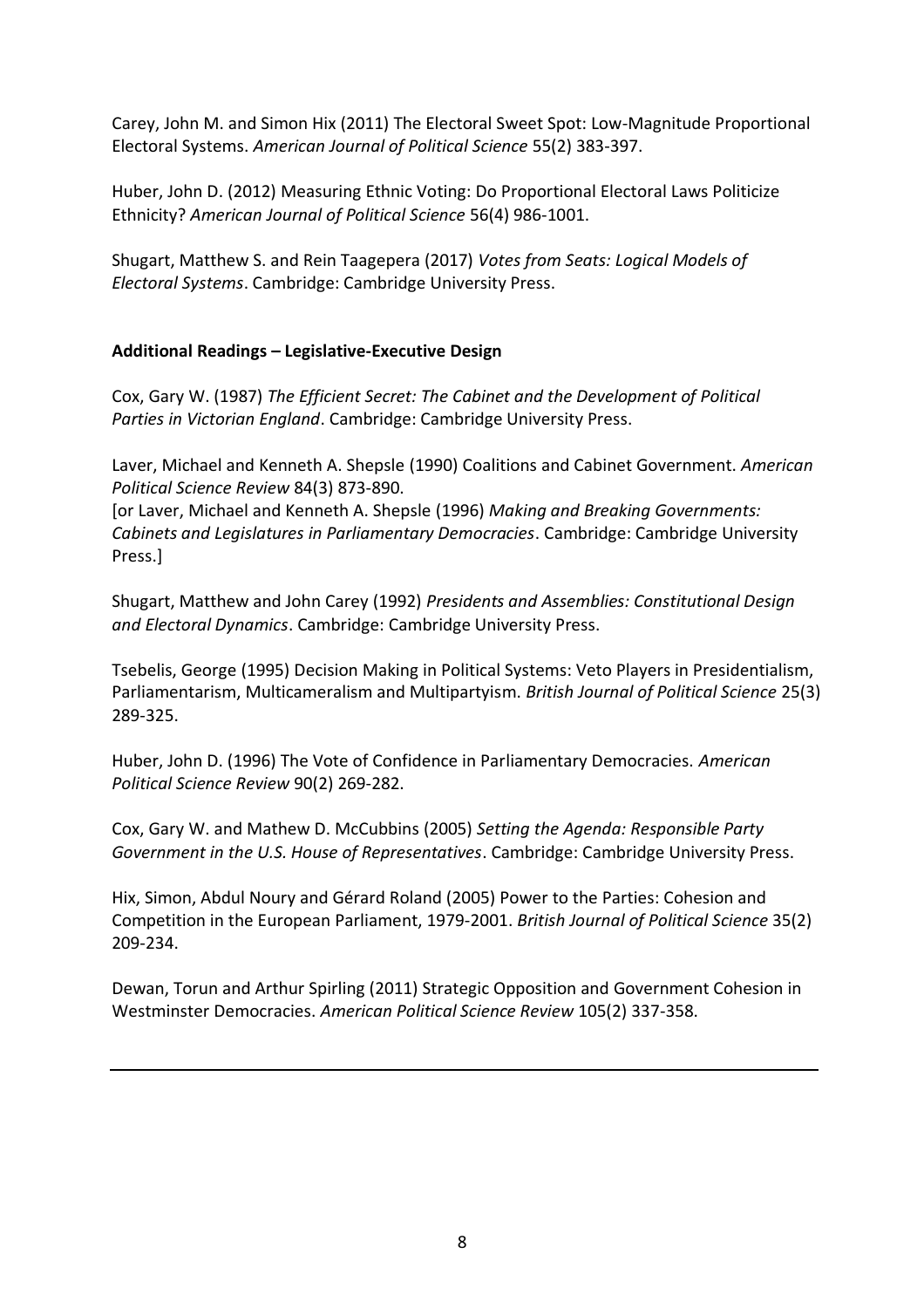Carey, John M. and Simon Hix (2011) The Electoral Sweet Spot: Low-Magnitude Proportional Electoral Systems. *American Journal of Political Science* 55(2) 383-397.

Huber, John D. (2012) Measuring Ethnic Voting: Do Proportional Electoral Laws Politicize Ethnicity? *American Journal of Political Science* 56(4) 986-1001.

Shugart, Matthew S. and Rein Taagepera (2017) *Votes from Seats: Logical Models of Electoral Systems*. Cambridge: Cambridge University Press.

**Additional Readings – Legislative-Executive Design**

Cox, Gary W. (1987) *The Efficient Secret: The Cabinet and the Development of Political Parties in Victorian England*. Cambridge: Cambridge University Press.

Laver, Michael and Kenneth A. Shepsle (1990) Coalitions and Cabinet Government. *American Political Science Review* 84(3) 873-890.
[or Laver, Michael and Kenneth A. Shepsle (1996) *Making and Breaking Governments: Cabinets and Legislatures in Parliamentary Democracies*. Cambridge: Cambridge University Press.]

Shugart, Matthew and John Carey (1992) *Presidents and Assemblies: Constitutional Design and Electoral Dynamics*. Cambridge: Cambridge University Press.

Tsebelis, George (1995) Decision Making in Political Systems: Veto Players in Presidentialism, Parliamentarism, Multicameralism and Multipartyism. *British Journal of Political Science* 25(3) 289-325.

Huber, John D. (1996) The Vote of Confidence in Parliamentary Democracies. *American Political Science Review* 90(2) 269-282.

Cox, Gary W. and Mathew D. McCubbins (2005) *Setting the Agenda: Responsible Party Government in the U.S. House of Representatives*. Cambridge: Cambridge University Press.

Hix, Simon, Abdul Noury and Gérard Roland (2005) Power to the Parties: Cohesion and Competition in the European Parliament, 1979-2001. *British Journal of Political Science* 35(2) 209-234.

Dewan, Torun and Arthur Spirling (2011) Strategic Opposition and Government Cohesion in Westminster Democracies. *American Political Science Review* 105(2) 337-358.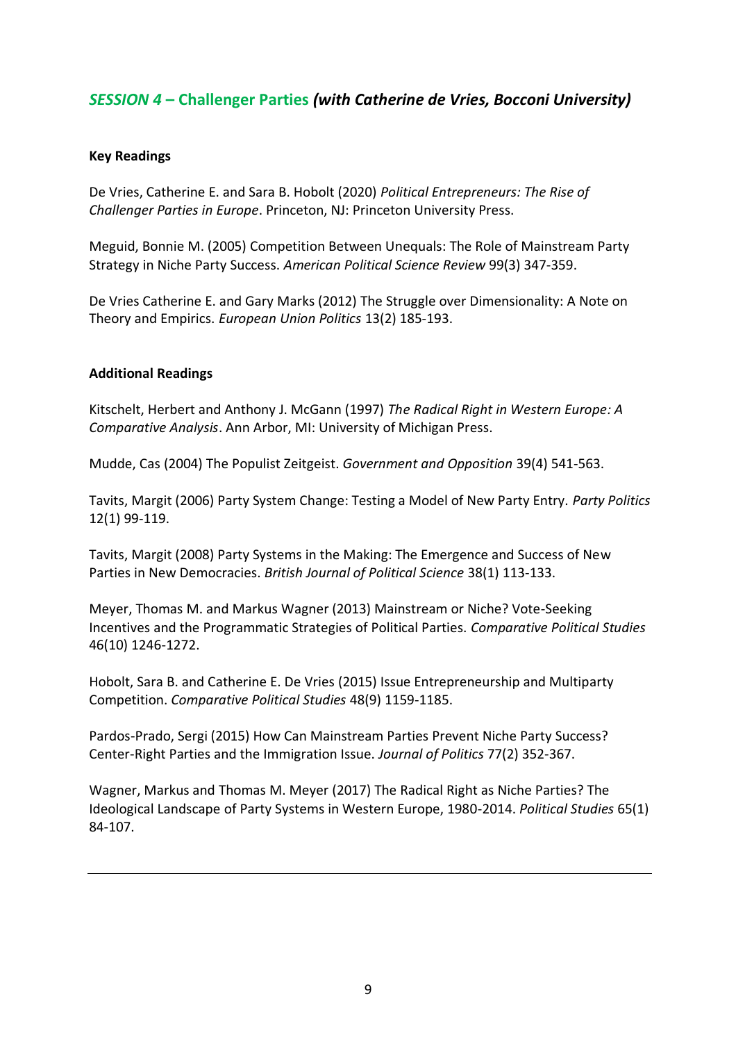## *SESSION 4* – Challenger Parties *(with Catherine de Vries, Bocconi University)*

**Key Readings**

De Vries, Catherine E. and Sara B. Hobolt (2020) *Political Entrepreneurs: The Rise of Challenger Parties in Europe*. Princeton, NJ: Princeton University Press.

Meguid, Bonnie M. (2005) Competition Between Unequals: The Role of Mainstream Party Strategy in Niche Party Success. *American Political Science Review* 99(3) 347-359.

De Vries Catherine E. and Gary Marks (2012) The Struggle over Dimensionality: A Note on Theory and Empirics. *European Union Politics* 13(2) 185-193.

**Additional Readings**

Kitschelt, Herbert and Anthony J. McGann (1997) *The Radical Right in Western Europe: A Comparative Analysis*. Ann Arbor, MI: University of Michigan Press.

Mudde, Cas (2004) The Populist Zeitgeist. *Government and Opposition* 39(4) 541-563.

Tavits, Margit (2006) Party System Change: Testing a Model of New Party Entry. *Party Politics* 12(1) 99-119.

Tavits, Margit (2008) Party Systems in the Making: The Emergence and Success of New Parties in New Democracies. *British Journal of Political Science* 38(1) 113-133.

Meyer, Thomas M. and Markus Wagner (2013) Mainstream or Niche? Vote-Seeking Incentives and the Programmatic Strategies of Political Parties. *Comparative Political Studies* 46(10) 1246-1272.

Hobolt, Sara B. and Catherine E. De Vries (2015) Issue Entrepreneurship and Multiparty Competition. *Comparative Political Studies* 48(9) 1159-1185.

Pardos-Prado, Sergi (2015) How Can Mainstream Parties Prevent Niche Party Success? Center-Right Parties and the Immigration Issue. *Journal of Politics* 77(2) 352-367.

Wagner, Markus and Thomas M. Meyer (2017) The Radical Right as Niche Parties? The Ideological Landscape of Party Systems in Western Europe, 1980-2014. *Political Studies* 65(1) 84-107.

---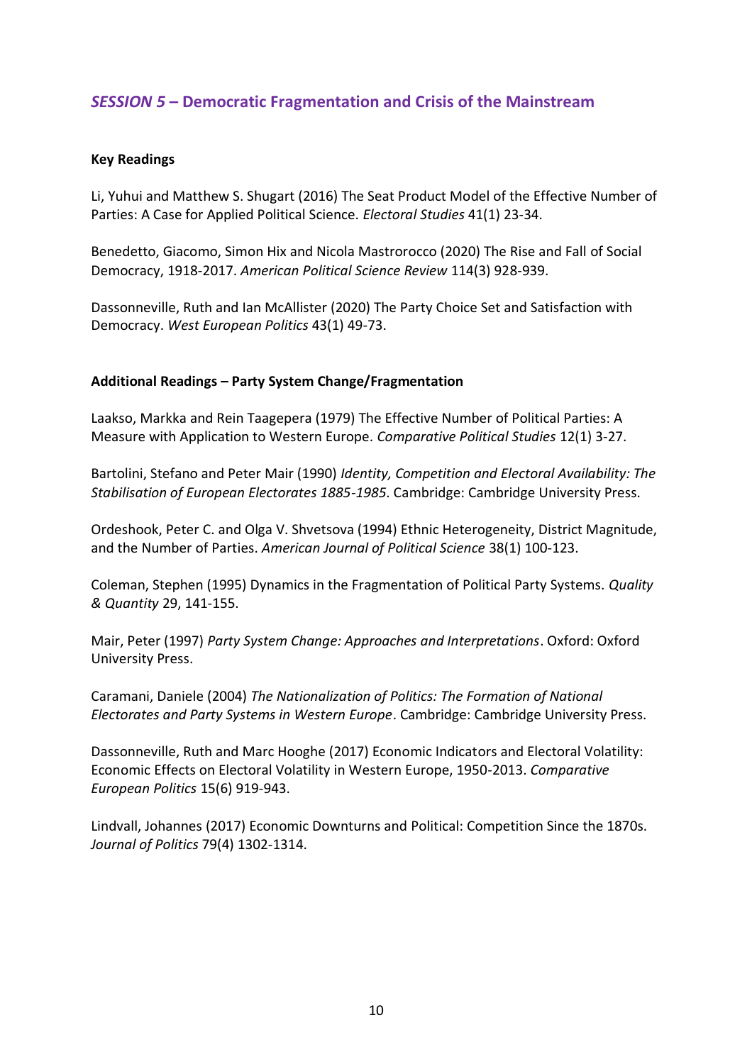## *SESSION 5* – Democratic Fragmentation and Crisis of the Mainstream

**Key Readings**

Li, Yuhui and Matthew S. Shugart (2016) The Seat Product Model of the Effective Number of Parties: A Case for Applied Political Science. *Electoral Studies* 41(1) 23-34.

Benedetto, Giacomo, Simon Hix and Nicola Mastrorocco (2020) The Rise and Fall of Social Democracy, 1918-2017. *American Political Science Review* 114(3) 928-939.

Dassonneville, Ruth and Ian McAllister (2020) The Party Choice Set and Satisfaction with Democracy. *West European Politics* 43(1) 49-73.

**Additional Readings – Party System Change/Fragmentation**

Laakso, Markka and Rein Taagepera (1979) The Effective Number of Political Parties: A Measure with Application to Western Europe. *Comparative Political Studies* 12(1) 3-27.

Bartolini, Stefano and Peter Mair (1990) *Identity, Competition and Electoral Availability: The Stabilisation of European Electorates 1885-1985*. Cambridge: Cambridge University Press.

Ordeshook, Peter C. and Olga V. Shvetsova (1994) Ethnic Heterogeneity, District Magnitude, and the Number of Parties. *American Journal of Political Science* 38(1) 100-123.

Coleman, Stephen (1995) Dynamics in the Fragmentation of Political Party Systems. *Quality & Quantity* 29, 141-155.

Mair, Peter (1997) *Party System Change: Approaches and Interpretations*. Oxford: Oxford University Press.

Caramani, Daniele (2004) *The Nationalization of Politics: The Formation of National Electorates and Party Systems in Western Europe*. Cambridge: Cambridge University Press.

Dassonneville, Ruth and Marc Hooghe (2017) Economic Indicators and Electoral Volatility: Economic Effects on Electoral Volatility in Western Europe, 1950-2013. *Comparative European Politics* 15(6) 919-943.

Lindvall, Johannes (2017) Economic Downturns and Political: Competition Since the 1870s. *Journal of Politics* 79(4) 1302-1314.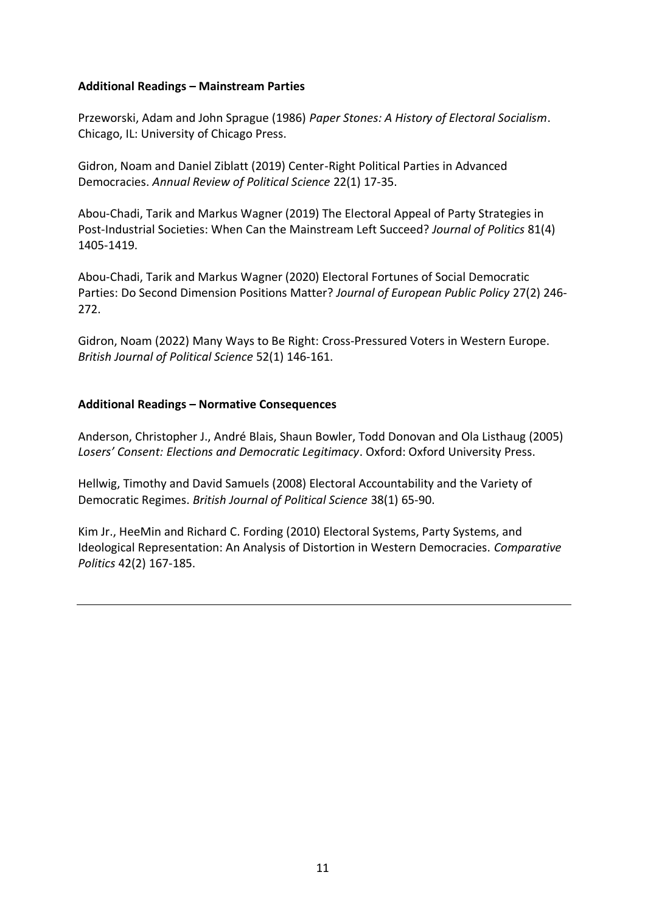**Additional Readings – Mainstream Parties**

Przeworski, Adam and John Sprague (1986) *Paper Stones: A History of Electoral Socialism*. Chicago, IL: University of Chicago Press.

Gidron, Noam and Daniel Ziblatt (2019) Center-Right Political Parties in Advanced Democracies. *Annual Review of Political Science* 22(1) 17-35.

Abou-Chadi, Tarik and Markus Wagner (2019) The Electoral Appeal of Party Strategies in Post-Industrial Societies: When Can the Mainstream Left Succeed? *Journal of Politics* 81(4) 1405-1419.

Abou-Chadi, Tarik and Markus Wagner (2020) Electoral Fortunes of Social Democratic Parties: Do Second Dimension Positions Matter? *Journal of European Public Policy* 27(2) 246-272.

Gidron, Noam (2022) Many Ways to Be Right: Cross-Pressured Voters in Western Europe. *British Journal of Political Science* 52(1) 146-161.

**Additional Readings – Normative Consequences**

Anderson, Christopher J., André Blais, Shaun Bowler, Todd Donovan and Ola Listhaug (2005) *Losers' Consent: Elections and Democratic Legitimacy*. Oxford: Oxford University Press.

Hellwig, Timothy and David Samuels (2008) Electoral Accountability and the Variety of Democratic Regimes. *British Journal of Political Science* 38(1) 65-90.

Kim Jr., HeeMin and Richard C. Fording (2010) Electoral Systems, Party Systems, and Ideological Representation: An Analysis of Distortion in Western Democracies. *Comparative Politics* 42(2) 167-185.